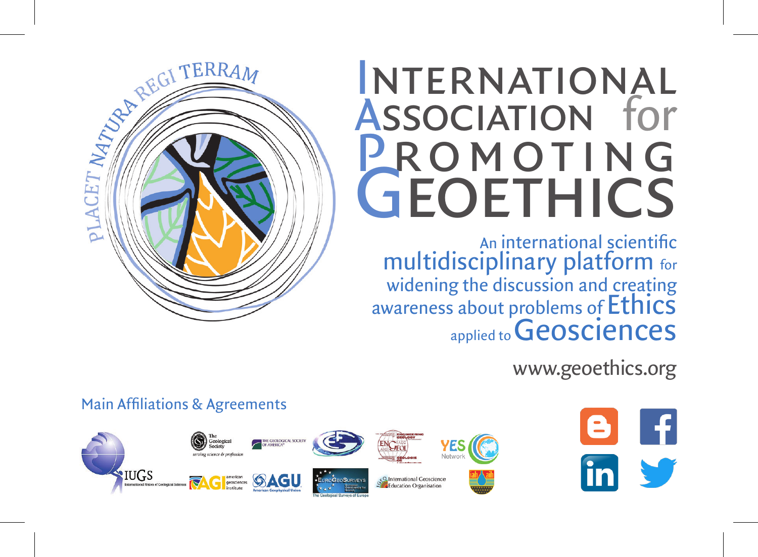# International Association for Promoting Geoethics

PLACET NATURA REGI TERRAM

An international scientific multidisciplinary platform for widening the discussion and creating awareness about problems of Ethics applied to Geosciences

www.geoethics.org

## Main Affiliations & Agreements

IUGS International Union of Geological Sciences

The Geological Society — serving science & profession

The Geological Society of America

AGI american geosciences institute

AGU American Geophysical Union

EuroGeoSurveys — The Geological Surveys of Europe

IAEG Engineering Geology

YES Network

IGEO International Geoscience Education Organisation

iah aih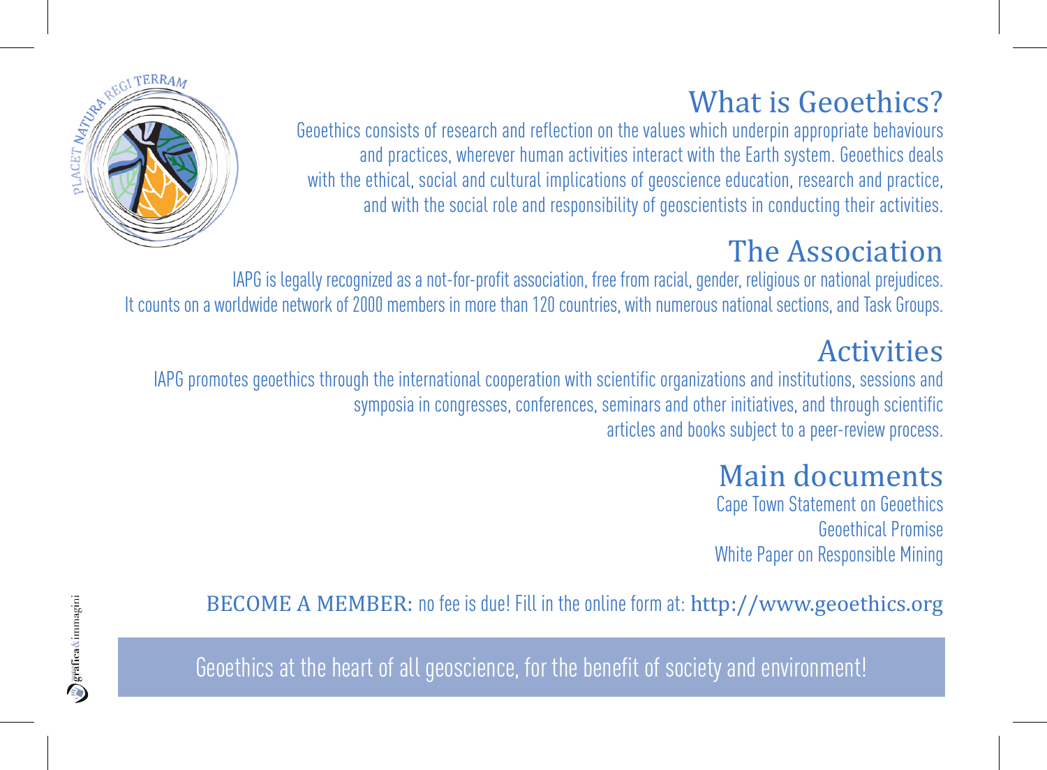PLACET NATURA REGI TERRAM

## What is Geoethics?

Geoethics consists of research and reflection on the values which underpin appropriate behaviours and practices, wherever human activities interact with the Earth system. Geoethics deals with the ethical, social and cultural implications of geoscience education, research and practice, and with the social role and responsibility of geoscientists in conducting their activities.

## The Association

IAPG is legally recognized as a not-for-profit association, free from racial, gender, religious or national prejudices. It counts on a worldwide network of 2000 members in more than 120 countries, with numerous national sections, and Task Groups.

## Activities

IAPG promotes geoethics through the international cooperation with scientific organizations and institutions, sessions and symposia in congresses, conferences, seminars and other initiatives, and through scientific articles and books subject to a peer-review process.

## Main documents

Cape Town Statement on Geoethics
Geoethical Promise
White Paper on Responsible Mining

BECOME A MEMBER: no fee is due! Fill in the online form at: http://www.geoethics.org

**Geoethics at the heart of all geoscience, for the benefit of society and environment!**

grafica & immagini